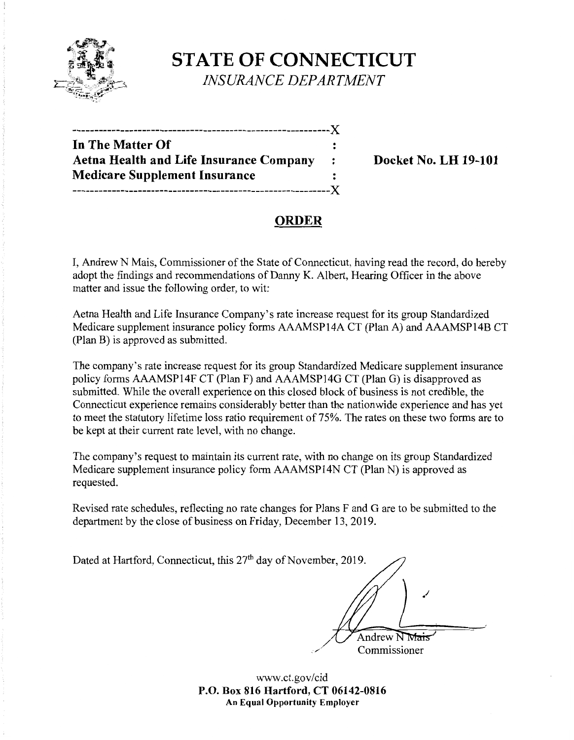# STATE OF CONNECTICUT

*INSURANCE DEPARTMENT*

---

**In The Matter Of**
**Aetna Health and Life Insurance Company**
**Medicare Supplement Insurance**

**Docket No. LH 19-101**

---

## ORDER

I, Andrew N Mais, Commissioner of the State of Connecticut, having read the record, do hereby adopt the findings and recommendations of Danny K. Albert, Hearing Officer in the above matter and issue the following order, to wit:

Aetna Health and Life Insurance Company's rate increase request for its group Standardized Medicare supplement insurance policy forms AAAMSP14A CT (Plan A) and AAAMSP14B CT (Plan B) is approved as submitted.

The company's rate increase request for its group Standardized Medicare supplement insurance policy forms AAAMSP14F CT (Plan F) and AAAMSP14G CT (Plan G) is disapproved as submitted. While the overall experience on this closed block of business is not credible, the Connecticut experience remains considerably better than the nationwide experience and has yet to meet the statutory lifetime loss ratio requirement of 75%. The rates on these two forms are to be kept at their current rate level, with no change.

The company's request to maintain its current rate, with no change on its group Standardized Medicare supplement insurance policy form AAAMSP14N CT (Plan N) is approved as requested.

Revised rate schedules, reflecting no rate changes for Plans F and G are to be submitted to the department by the close of business on Friday, December 13, 2019.

Dated at Hartford, Connecticut, this 27th day of November, 2019.

Andrew N Mais
Commissioner

www.ct.gov/cid
**P.O. Box 816 Hartford, CT 06142-0816**
**An Equal Opportunity Employer**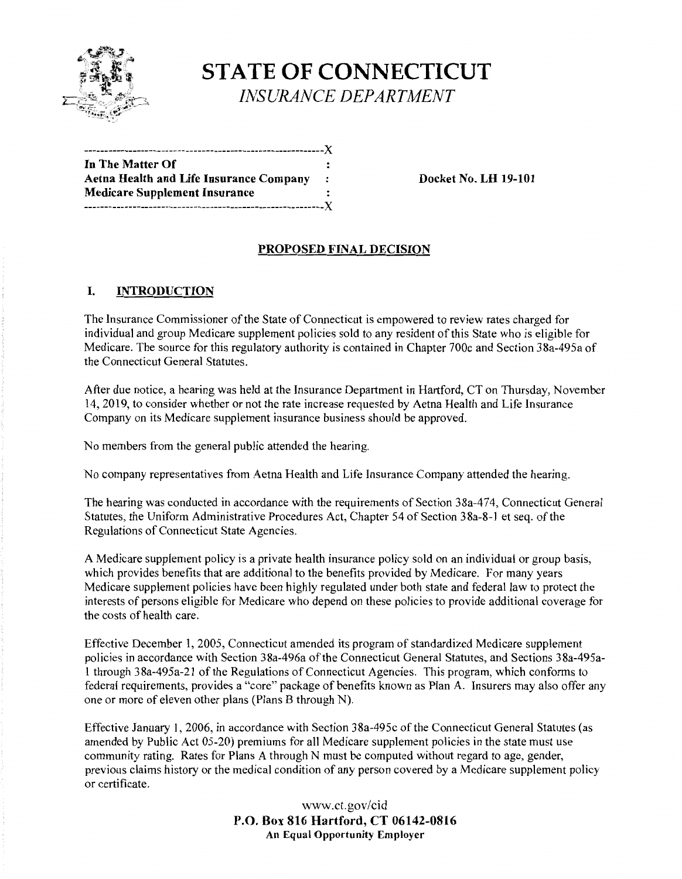# STATE OF CONNECTICUT

*INSURANCE DEPARTMENT*

```
---------------------------------------------------------X
In The Matter Of                                         :
Aetna Health and Life Insurance Company                  :
Medicare Supplement Insurance                            :
---------------------------------------------------------X
```

**In The Matter Of**
**Aetna Health and Life Insurance Company**
**Medicare Supplement Insurance**

**Docket No. LH 19-101**

## PROPOSED FINAL DECISION

### I. INTRODUCTION

The Insurance Commissioner of the State of Connecticut is empowered to review rates charged for individual and group Medicare supplement policies sold to any resident of this State who is eligible for Medicare. The source for this regulatory authority is contained in Chapter 700c and Section 38a-495a of the Connecticut General Statutes.

After due notice, a hearing was held at the Insurance Department in Hartford, CT on Thursday, November 14, 2019, to consider whether or not the rate increase requested by Aetna Health and Life Insurance Company on its Medicare supplement insurance business should be approved.

No members from the general public attended the hearing.

No company representatives from Aetna Health and Life Insurance Company attended the hearing.

The hearing was conducted in accordance with the requirements of Section 38a-474, Connecticut General Statutes, the Uniform Administrative Procedures Act, Chapter 54 of Section 38a-8-1 et seq. of the Regulations of Connecticut State Agencies.

A Medicare supplement policy is a private health insurance policy sold on an individual or group basis, which provides benefits that are additional to the benefits provided by Medicare. For many years Medicare supplement policies have been highly regulated under both state and federal law to protect the interests of persons eligible for Medicare who depend on these policies to provide additional coverage for the costs of health care.

Effective December 1, 2005, Connecticut amended its program of standardized Medicare supplement policies in accordance with Section 38a-496a of the Connecticut General Statutes, and Sections 38a-495a-1 through 38a-495a-21 of the Regulations of Connecticut Agencies. This program, which conforms to federal requirements, provides a "core" package of benefits known as Plan A. Insurers may also offer any one or more of eleven other plans (Plans B through N).

Effective January 1, 2006, in accordance with Section 38a-495c of the Connecticut General Statutes (as amended by Public Act 05-20) premiums for all Medicare supplement policies in the state must use community rating. Rates for Plans A through N must be computed without regard to age, gender, previous claims history or the medical condition of any person covered by a Medicare supplement policy or certificate.

www.ct.gov/cid
**P.O. Box 816 Hartford, CT 06142-0816**
**An Equal Opportunity Employer**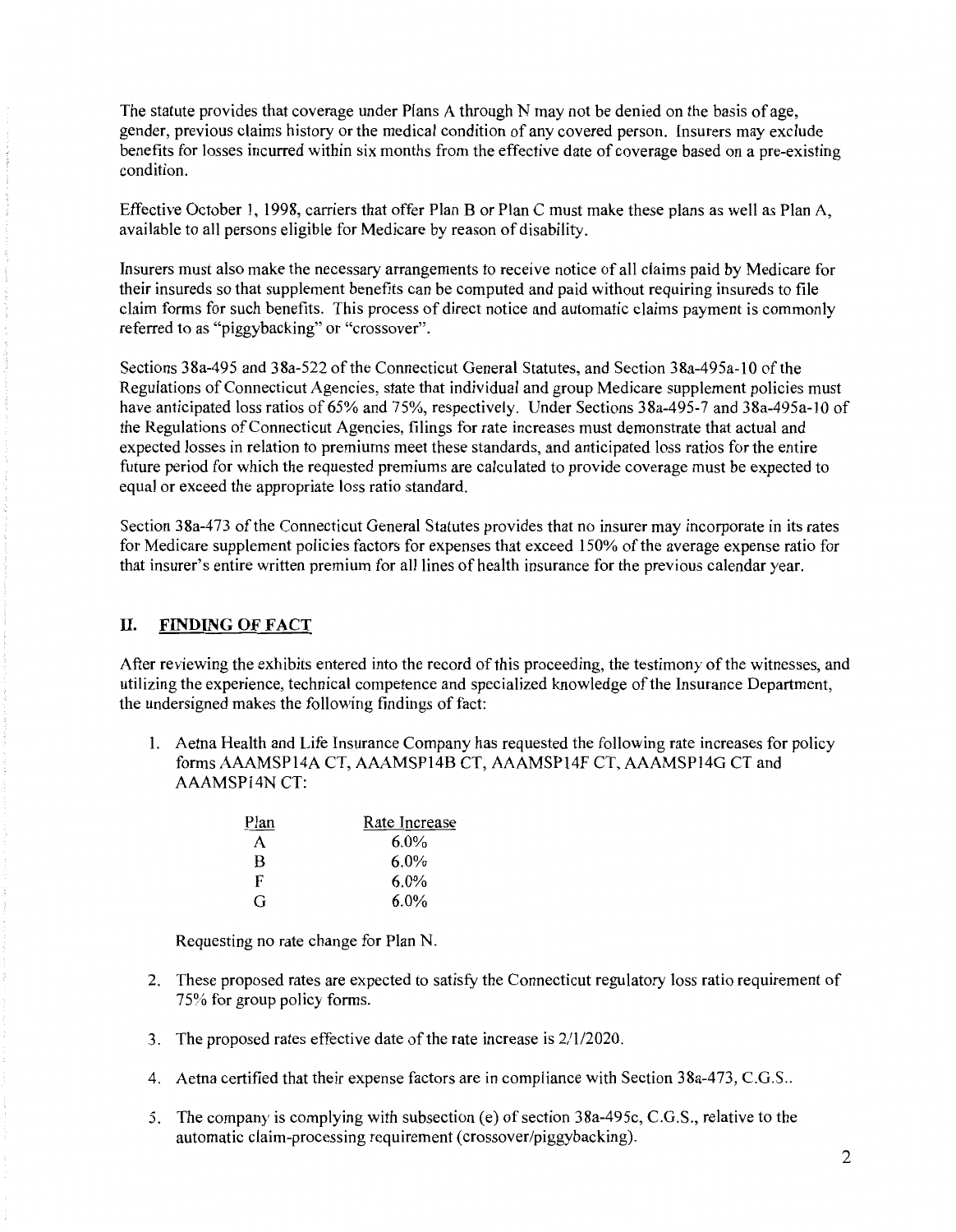The statute provides that coverage under Plans A through N may not be denied on the basis of age, gender, previous claims history or the medical condition of any covered person. Insurers may exclude benefits for losses incurred within six months from the effective date of coverage based on a pre-existing condition.

Effective October 1, 1998, carriers that offer Plan B or Plan C must make these plans as well as Plan A, available to all persons eligible for Medicare by reason of disability.

Insurers must also make the necessary arrangements to receive notice of all claims paid by Medicare for their insureds so that supplement benefits can be computed and paid without requiring insureds to file claim forms for such benefits. This process of direct notice and automatic claims payment is commonly referred to as "piggybacking" or "crossover".

Sections 38a-495 and 38a-522 of the Connecticut General Statutes, and Section 38a-495a-10 of the Regulations of Connecticut Agencies, state that individual and group Medicare supplement policies must have anticipated loss ratios of 65% and 75%, respectively. Under Sections 38a-495-7 and 38a-495a-10 of the Regulations of Connecticut Agencies, filings for rate increases must demonstrate that actual and expected losses in relation to premiums meet these standards, and anticipated loss ratios for the entire future period for which the requested premiums are calculated to provide coverage must be expected to equal or exceed the appropriate loss ratio standard.

Section 38a-473 of the Connecticut General Statutes provides that no insurer may incorporate in its rates for Medicare supplement policies factors for expenses that exceed 150% of the average expense ratio for that insurer's entire written premium for all lines of health insurance for the previous calendar year.

## II. FINDING OF FACT

After reviewing the exhibits entered into the record of this proceeding, the testimony of the witnesses, and utilizing the experience, technical competence and specialized knowledge of the Insurance Department, the undersigned makes the following findings of fact:

1. Aetna Health and Life Insurance Company has requested the following rate increases for policy forms AAAMSP14A CT, AAAMSP14B CT, AAAMSP14F CT, AAAMSP14G CT and AAAMSP14N CT:

| Plan | Rate Increase |
|---|---|
| A | 6.0% |
| B | 6.0% |
| F | 6.0% |
| G | 6.0% |

   Requesting no rate change for Plan N.

2. These proposed rates are expected to satisfy the Connecticut regulatory loss ratio requirement of 75% for group policy forms.

3. The proposed rates effective date of the rate increase is 2/1/2020.

4. Aetna certified that their expense factors are in compliance with Section 38a-473, C.G.S..

5. The company is complying with subsection (e) of section 38a-495c, C.G.S., relative to the automatic claim-processing requirement (crossover/piggybacking).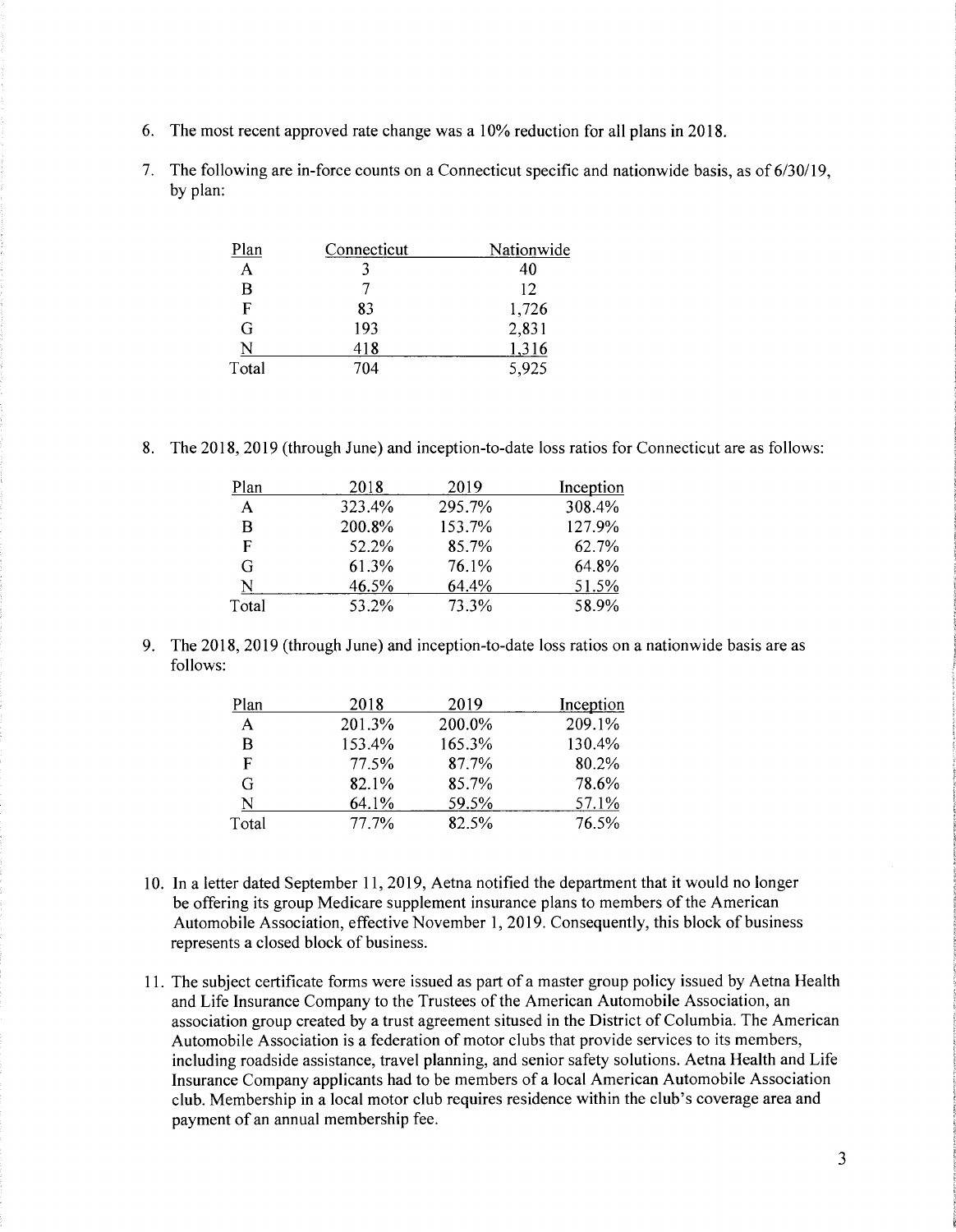6. The most recent approved rate change was a 10% reduction for all plans in 2018.

7. The following are in-force counts on a Connecticut specific and nationwide basis, as of 6/30/19, by plan:

| Plan | Connecticut | Nationwide |
|---|---|---|
| A | 3 | 40 |
| B | 7 | 12 |
| F | 83 | 1,726 |
| G | 193 | 2,831 |
| N | 418 | 1,316 |
| Total | 704 | 5,925 |

8. The 2018, 2019 (through June) and inception-to-date loss ratios for Connecticut are as follows:

| Plan | 2018 | 2019 | Inception |
|---|---|---|---|
| A | 323.4% | 295.7% | 308.4% |
| B | 200.8% | 153.7% | 127.9% |
| F | 52.2% | 85.7% | 62.7% |
| G | 61.3% | 76.1% | 64.8% |
| N | 46.5% | 64.4% | 51.5% |
| Total | 53.2% | 73.3% | 58.9% |

9. The 2018, 2019 (through June) and inception-to-date loss ratios on a nationwide basis are as follows:

| Plan | 2018 | 2019 | Inception |
|---|---|---|---|
| A | 201.3% | 200.0% | 209.1% |
| B | 153.4% | 165.3% | 130.4% |
| F | 77.5% | 87.7% | 80.2% |
| G | 82.1% | 85.7% | 78.6% |
| N | 64.1% | 59.5% | 57.1% |
| Total | 77.7% | 82.5% | 76.5% |

10. In a letter dated September 11, 2019, Aetna notified the department that it would no longer be offering its group Medicare supplement insurance plans to members of the American Automobile Association, effective November 1, 2019. Consequently, this block of business represents a closed block of business.

11. The subject certificate forms were issued as part of a master group policy issued by Aetna Health and Life Insurance Company to the Trustees of the American Automobile Association, an association group created by a trust agreement sitused in the District of Columbia. The American Automobile Association is a federation of motor clubs that provide services to its members, including roadside assistance, travel planning, and senior safety solutions. Aetna Health and Life Insurance Company applicants had to be members of a local American Automobile Association club. Membership in a local motor club requires residence within the club's coverage area and payment of an annual membership fee.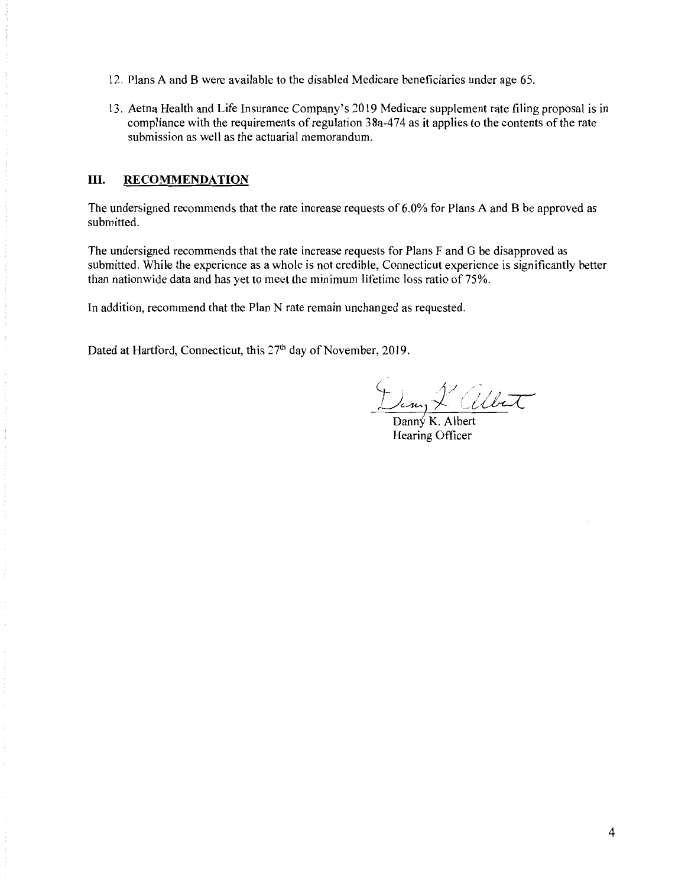12. Plans A and B were available to the disabled Medicare beneficiaries under age 65.

13. Aetna Health and Life Insurance Company's 2019 Medicare supplement rate filing proposal is in compliance with the requirements of regulation 38a-474 as it applies to the contents of the rate submission as well as the actuarial memorandum.

## III. RECOMMENDATION

The undersigned recommends that the rate increase requests of 6.0% for Plans A and B be approved as submitted.

The undersigned recommends that the rate increase requests for Plans F and G be disapproved as submitted. While the experience as a whole is not credible, Connecticut experience is significantly better than nationwide data and has yet to meet the minimum lifetime loss ratio of 75%.

In addition, recommend that the Plan N rate remain unchanged as requested.

Dated at Hartford, Connecticut, this 27th day of November, 2019.

Danny K. Albert
Hearing Officer